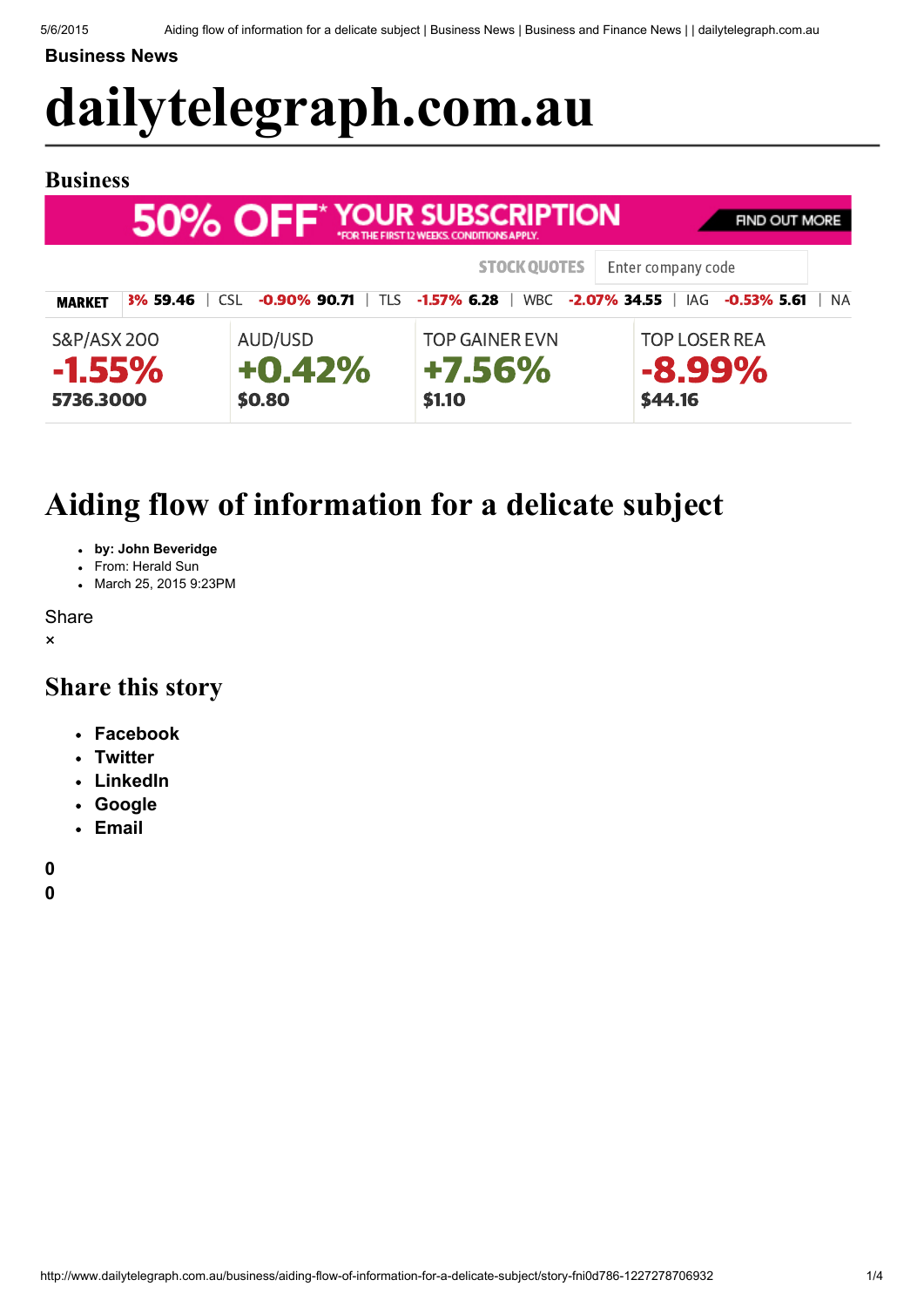Business News

# dailytelegraph.com.au

## Business

50% OFF* YOUR SUBSCRIPTION *FOR THE FIRST 12 WEEKS. CONDITIONS APPLY. FIND OUT MORE

STOCK QUOTES Enter company code

MARKET 3% 59.46 | CSL -0.90% 90.71 | TLS -1.57% 6.28 | WBC -2.07% 34.55 | IAG -0.53% 5.61 | NA

| S&P/ASX 200 | AUD/USD | TOP GAINER EVN | TOP LOSER REA |
|---|---|---|---|
| -1.55% | +0.42% | +7.56% | -8.99% |
| 5736.3000 | $0.80 | $1.10 | $44.16 |

# Aiding flow of information for a delicate subject

- **by: John Beveridge**
- From: Herald Sun
- March 25, 2015 9:23PM

Share

×

## Share this story

- **Facebook**
- **Twitter**
- **LinkedIn**
- **Google**
- **Email**

**0**
**0**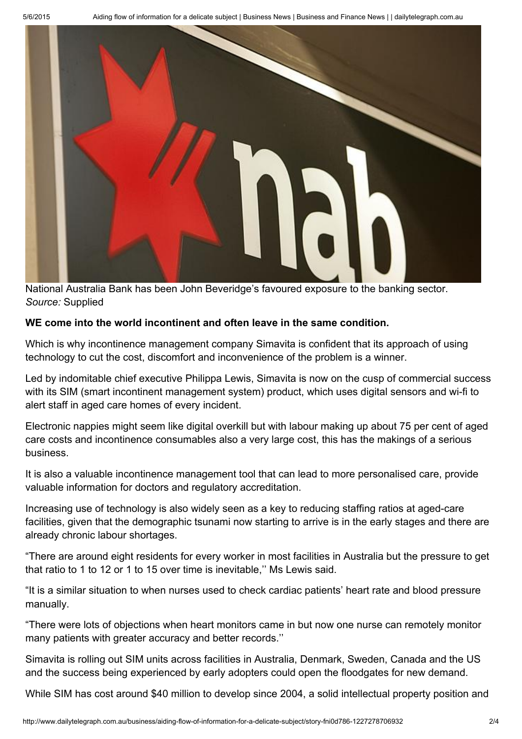National Australia Bank has been John Beveridge's favoured exposure to the banking sector. *Source:* Supplied

**WE come into the world incontinent and often leave in the same condition.**

Which is why incontinence management company Simavita is confident that its approach of using technology to cut the cost, discomfort and inconvenience of the problem is a winner.

Led by indomitable chief executive Philippa Lewis, Simavita is now on the cusp of commercial success with its SIM (smart incontinent management system) product, which uses digital sensors and wi-fi to alert staff in aged care homes of every incident.

Electronic nappies might seem like digital overkill but with labour making up about 75 per cent of aged care costs and incontinence consumables also a very large cost, this has the makings of a serious business.

It is also a valuable incontinence management tool that can lead to more personalised care, provide valuable information for doctors and regulatory accreditation.

Increasing use of technology is also widely seen as a key to reducing staffing ratios at aged-care facilities, given that the demographic tsunami now starting to arrive is in the early stages and there are already chronic labour shortages.

"There are around eight residents for every worker in most facilities in Australia but the pressure to get that ratio to 1 to 12 or 1 to 15 over time is inevitable,'' Ms Lewis said.

"It is a similar situation to when nurses used to check cardiac patients' heart rate and blood pressure manually.

"There were lots of objections when heart monitors came in but now one nurse can remotely monitor many patients with greater accuracy and better records.''

Simavita is rolling out SIM units across facilities in Australia, Denmark, Sweden, Canada and the US and the success being experienced by early adopters could open the floodgates for new demand.

While SIM has cost around $40 million to develop since 2004, a solid intellectual property position and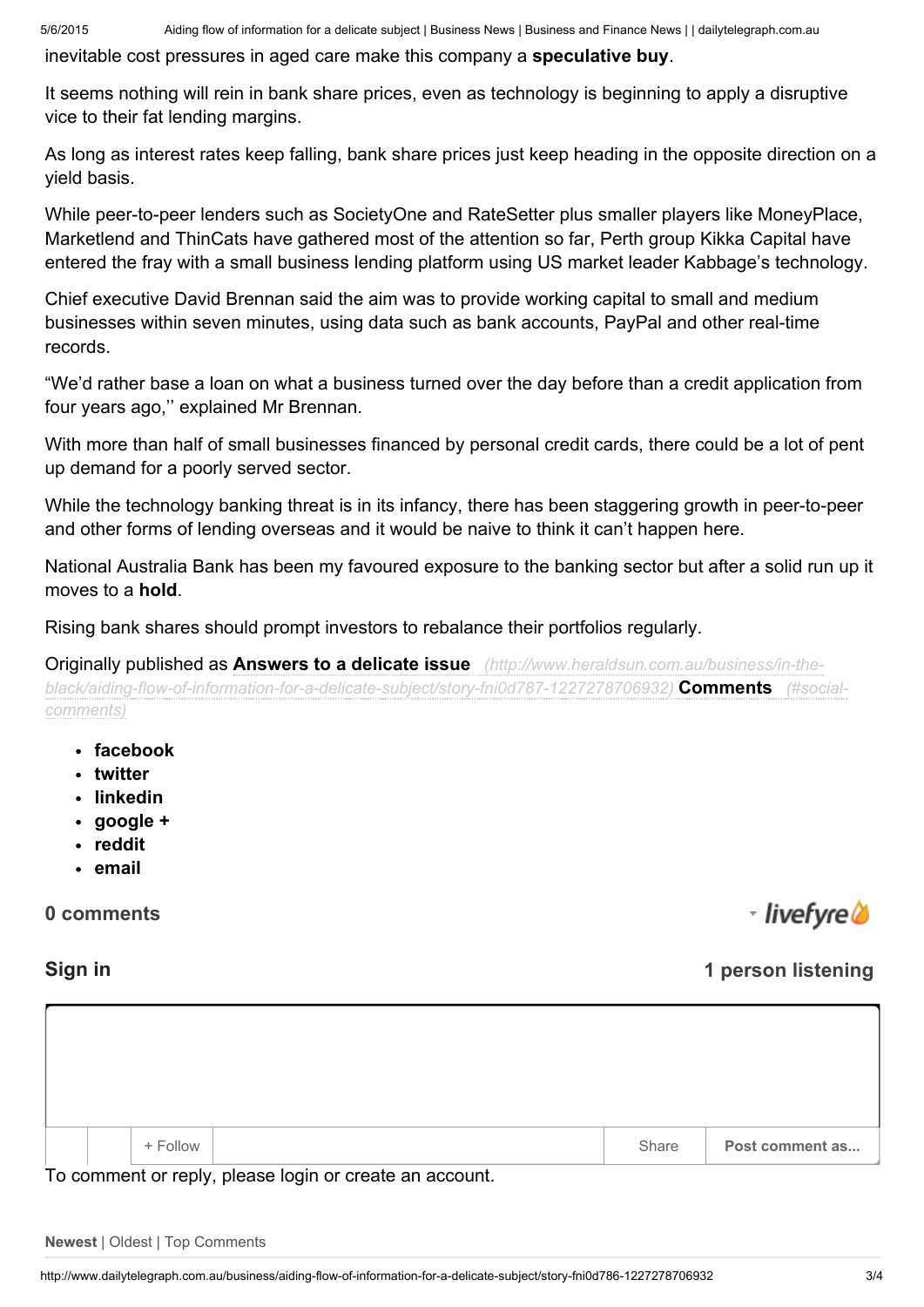inevitable cost pressures in aged care make this company a **speculative buy**.

It seems nothing will rein in bank share prices, even as technology is beginning to apply a disruptive vice to their fat lending margins.

As long as interest rates keep falling, bank share prices just keep heading in the opposite direction on a yield basis.

While peer-to-peer lenders such as SocietyOne and RateSetter plus smaller players like MoneyPlace, Marketlend and ThinCats have gathered most of the attention so far, Perth group Kikka Capital have entered the fray with a small business lending platform using US market leader Kabbage's technology.

Chief executive David Brennan said the aim was to provide working capital to small and medium businesses within seven minutes, using data such as bank accounts, PayPal and other real-time records.

"We'd rather base a loan on what a business turned over the day before than a credit application from four years ago,'' explained Mr Brennan.

With more than half of small businesses financed by personal credit cards, there could be a lot of pent up demand for a poorly served sector.

While the technology banking threat is in its infancy, there has been staggering growth in peer-to-peer and other forms of lending overseas and it would be naive to think it can't happen here.

National Australia Bank has been my favoured exposure to the banking sector but after a solid run up it moves to a **hold**.

Rising bank shares should prompt investors to rebalance their portfolios regularly.

Originally published as **Answers to a delicate issue** *(http://www.heraldsun.com.au/business/in-the-black/aiding-flow-of-information-for-a-delicate-subject/story-fni0d787-1227278706932)* **Comments** *(#social-comments)*

- **facebook**
- **twitter**
- **linkedin**
- **google +**
- **reddit**
- **email**

**0 comments** livefyre

**Sign in** **1 person listening**

+ Follow | Share | **Post comment as...**

To comment or reply, please login or create an account.

**Newest** | Oldest | Top Comments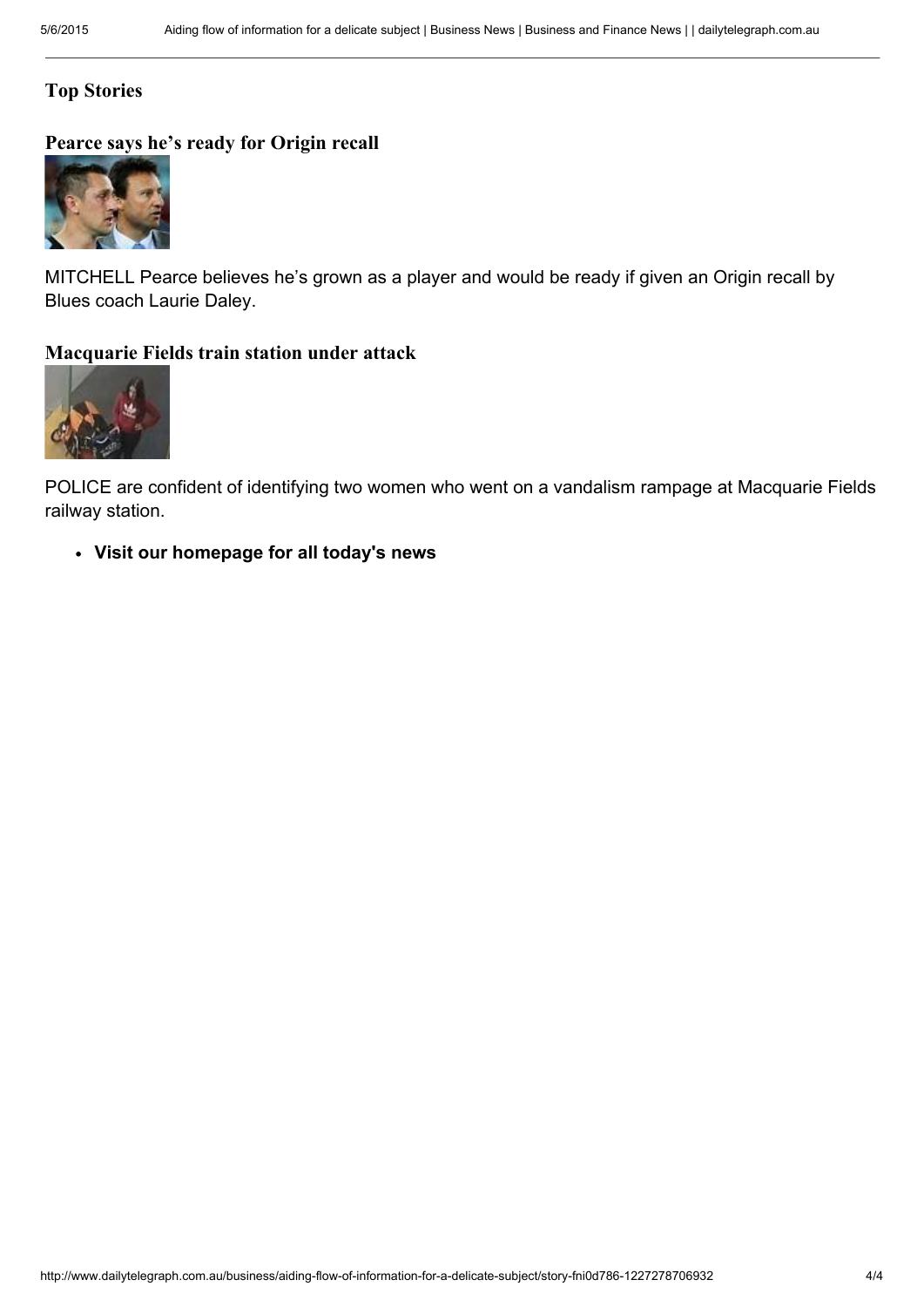## Top Stories

### Pearce says he's ready for Origin recall

MITCHELL Pearce believes he's grown as a player and would be ready if given an Origin recall by Blues coach Laurie Daley.

### Macquarie Fields train station under attack

POLICE are confident of identifying two women who went on a vandalism rampage at Macquarie Fields railway station.

- **Visit our homepage for all today's news**